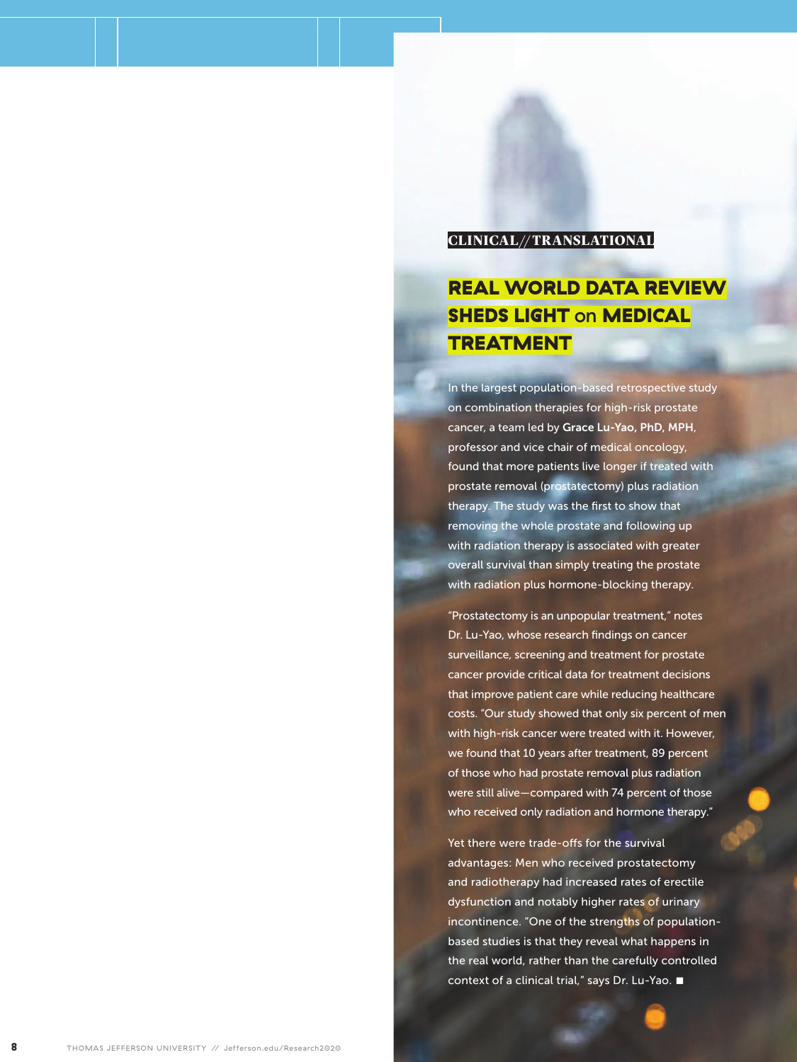CLINICAL//TRANSLATIONAL

# REAL WORLD DATA REVIEW SHEDS LIGHT on MEDICAL TREATMENT

In the largest population-based retrospective study on combination therapies for high-risk prostate cancer, a team led by **Grace Lu-Yao, PhD, MPH**, professor and vice chair of medical oncology, found that more patients live longer if treated with prostate removal (prostatectomy) plus radiation therapy. The study was the first to show that removing the whole prostate and following up with radiation therapy is associated with greater overall survival than simply treating the prostate with radiation plus hormone-blocking therapy.

"Prostatectomy is an unpopular treatment," notes Dr. Lu-Yao, whose research findings on cancer surveillance, screening and treatment for prostate cancer provide critical data for treatment decisions that improve patient care while reducing healthcare costs. "Our study showed that only six percent of men with high-risk cancer were treated with it. However, we found that 10 years after treatment, 89 percent of those who had prostate removal plus radiation were still alive—compared with 74 percent of those who received only radiation and hormone therapy."

Yet there were trade-offs for the survival advantages: Men who received prostatectomy and radiotherapy had increased rates of erectile dysfunction and notably higher rates of urinary incontinence. "One of the strengths of population-based studies is that they reveal what happens in the real world, rather than the carefully controlled context of a clinical trial," says Dr. Lu-Yao. ■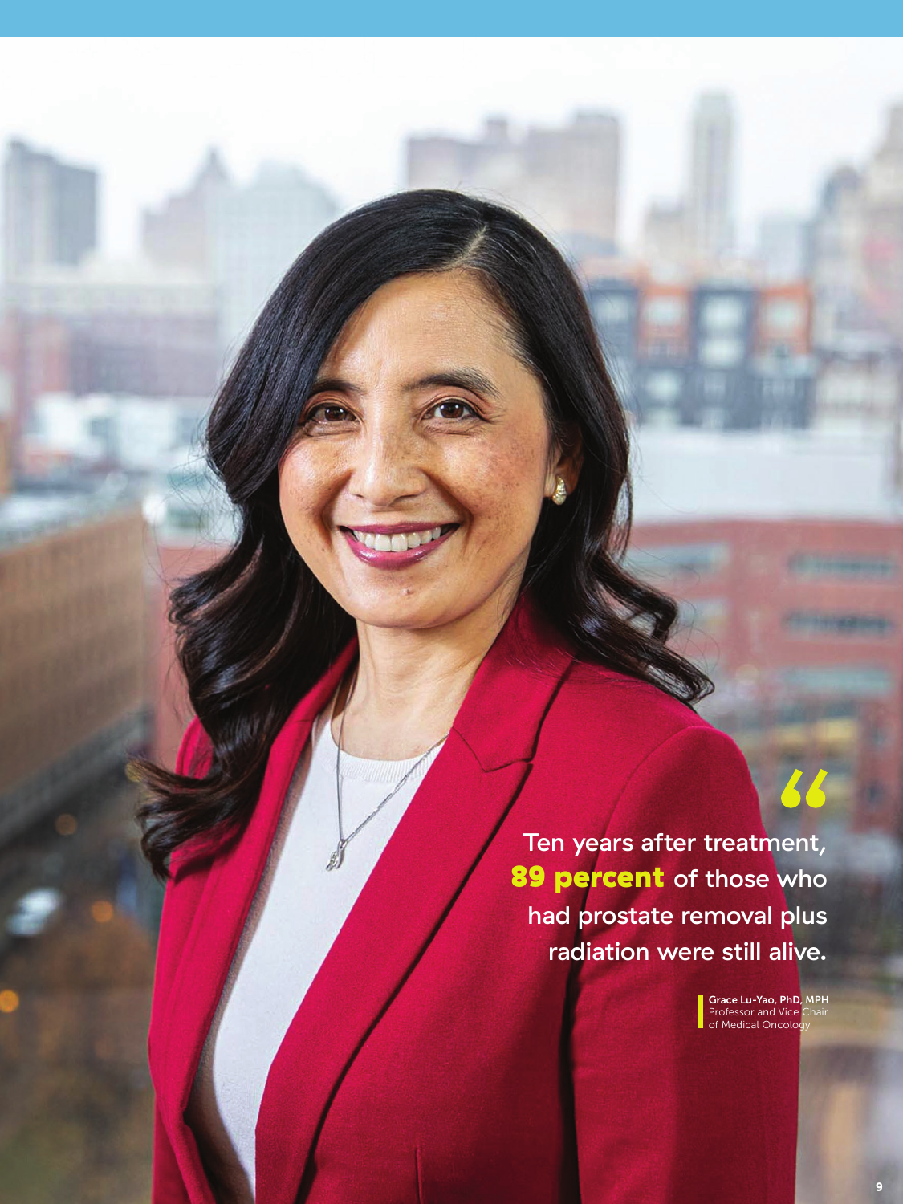“

Ten years after treatment, **89 percent** of those who had prostate removal plus radiation were still alive.

**Grace Lu-Yao, PhD, MPH**
Professor and Vice Chair of Medical Oncology